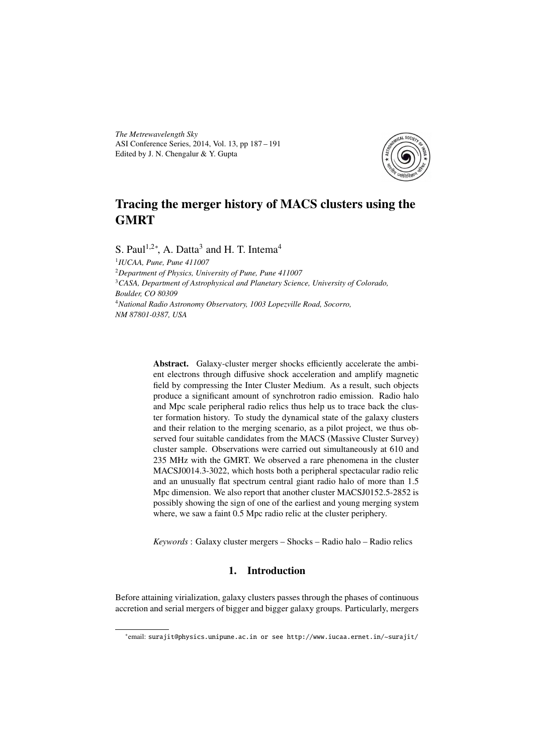# Tracing the merger history of MACS clusters using the GMRT

S. Paul[1,2*], A. Datta[3] and H. T. Intema[4]

[1]*IUCAA, Pune, Pune 411007*
[2]*Department of Physics, University of Pune, Pune 411007*
[3]*CASA, Department of Astrophysical and Planetary Science, University of Colorado, Boulder, CO 80309*
[4]*National Radio Astronomy Observatory, 1003 Lopezville Road, Socorro, NM 87801-0387, USA*

**Abstract.** Galaxy-cluster merger shocks efficiently accelerate the ambient electrons through diffusive shock acceleration and amplify magnetic field by compressing the Inter Cluster Medium. As a result, such objects produce a significant amount of synchrotron radio emission. Radio halo and Mpc scale peripheral radio relics thus help us to trace back the cluster formation history. To study the dynamical state of the galaxy clusters and their relation to the merging scenario, as a pilot project, we thus observed four suitable candidates from the MACS (Massive Cluster Survey) cluster sample. Observations were carried out simultaneously at 610 and 235 MHz with the GMRT. We observed a rare phenomena in the cluster MACSJ0014.3-3022, which hosts both a peripheral spectacular radio relic and an unusually flat spectrum central giant radio halo of more than 1.5 Mpc dimension. We also report that another cluster MACSJ0152.5-2852 is possibly showing the sign of one of the earliest and young merging system where, we saw a faint 0.5 Mpc radio relic at the cluster periphery.

*Keywords* : Galaxy cluster mergers – Shocks – Radio halo – Radio relics

## 1. Introduction

Before attaining virialization, galaxy clusters passes through the phases of continuous accretion and serial mergers of bigger and bigger galaxy groups. Particularly, mergers

*email: surajit@physics.unipune.ac.in or see http://www.iucaa.ernet.in/~surajit/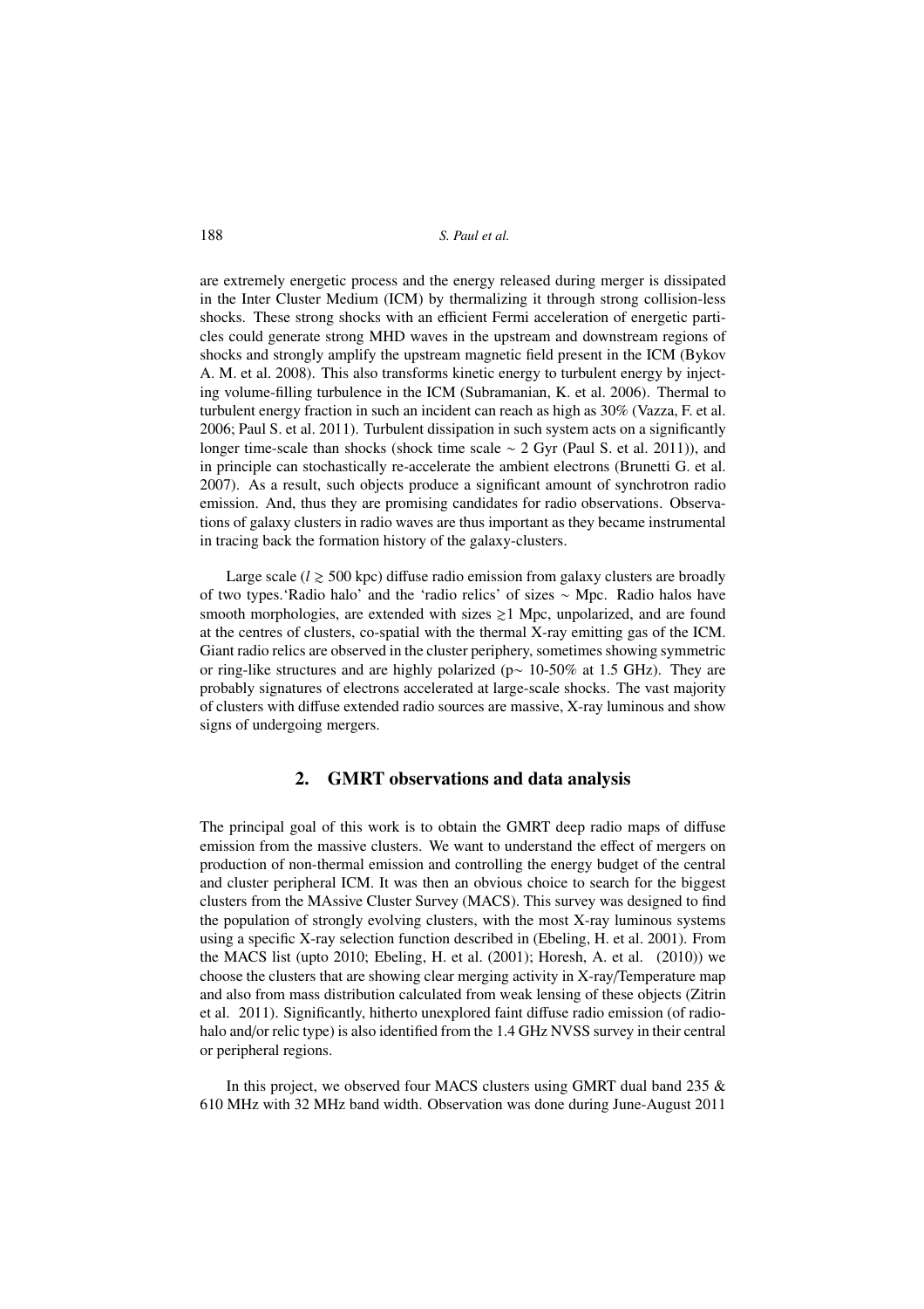are extremely energetic process and the energy released during merger is dissipated in the Inter Cluster Medium (ICM) by thermalizing it through strong collision-less shocks. These strong shocks with an efficient Fermi acceleration of energetic particles could generate strong MHD waves in the upstream and downstream regions of shocks and strongly amplify the upstream magnetic field present in the ICM (Bykov A. M. et al. 2008). This also transforms kinetic energy to turbulent energy by injecting volume-filling turbulence in the ICM (Subramanian, K. et al. 2006). Thermal to turbulent energy fraction in such an incident can reach as high as 30% (Vazza, F. et al. 2006; Paul S. et al. 2011). Turbulent dissipation in such system acts on a significantly longer time-scale than shocks (shock time scale $\sim$ 2 Gyr (Paul S. et al. 2011)), and in principle can stochastically re-accelerate the ambient electrons (Brunetti G. et al. 2007). As a result, such objects produce a significant amount of synchrotron radio emission. And, thus they are promising candidates for radio observations. Observations of galaxy clusters in radio waves are thus important as they became instrumental in tracing back the formation history of the galaxy-clusters.

Large scale ($l \gtrsim$ 500 kpc) diffuse radio emission from galaxy clusters are broadly of two types.'Radio halo' and the 'radio relics' of sizes $\sim$ Mpc. Radio halos have smooth morphologies, are extended with sizes $\gtrsim$1 Mpc, unpolarized, and are found at the centres of clusters, co-spatial with the thermal X-ray emitting gas of the ICM. Giant radio relics are observed in the cluster periphery, sometimes showing symmetric or ring-like structures and are highly polarized (p$\sim$ 10-50% at 1.5 GHz). They are probably signatures of electrons accelerated at large-scale shocks. The vast majority of clusters with diffuse extended radio sources are massive, X-ray luminous and show signs of undergoing mergers.

## 2. GMRT observations and data analysis

The principal goal of this work is to obtain the GMRT deep radio maps of diffuse emission from the massive clusters. We want to understand the effect of mergers on production of non-thermal emission and controlling the energy budget of the central and cluster peripheral ICM. It was then an obvious choice to search for the biggest clusters from the MAssive Cluster Survey (MACS). This survey was designed to find the population of strongly evolving clusters, with the most X-ray luminous systems using a specific X-ray selection function described in (Ebeling, H. et al. 2001). From the MACS list (upto 2010; Ebeling, H. et al. (2001); Horesh, A. et al. (2010)) we choose the clusters that are showing clear merging activity in X-ray/Temperature map and also from mass distribution calculated from weak lensing of these objects (Zitrin et al. 2011). Significantly, hitherto unexplored faint diffuse radio emission (of radio-halo and/or relic type) is also identified from the 1.4 GHz NVSS survey in their central or peripheral regions.

In this project, we observed four MACS clusters using GMRT dual band 235 & 610 MHz with 32 MHz band width. Observation was done during June-August 2011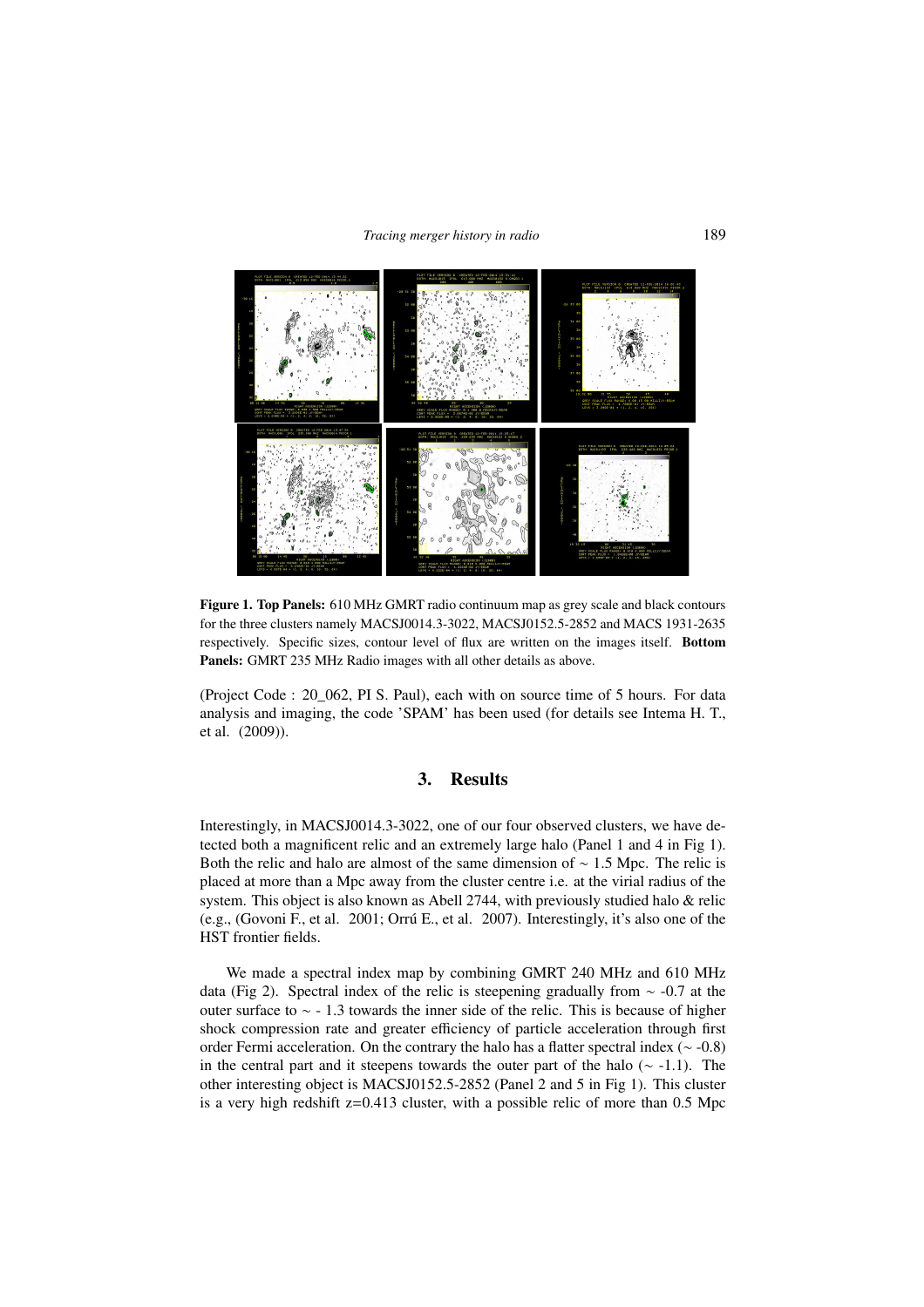**Figure 1. Top Panels:** 610 MHz GMRT radio continuum map as grey scale and black contours for the three clusters namely MACSJ0014.3-3022, MACSJ0152.5-2852 and MACS 1931-2635 respectively. Specific sizes, contour level of flux are written on the images itself. **Bottom Panels:** GMRT 235 MHz Radio images with all other details as above.

(Project Code : 20_062, PI S. Paul), each with on source time of 5 hours. For data analysis and imaging, the code 'SPAM' has been used (for details see Intema H. T., et al. (2009)).

## 3. Results

Interestingly, in MACSJ0014.3-3022, one of our four observed clusters, we have detected both a magnificent relic and an extremely large halo (Panel 1 and 4 in Fig 1). Both the relic and halo are almost of the same dimension of ∼ 1.5 Mpc. The relic is placed at more than a Mpc away from the cluster centre i.e. at the virial radius of the system. This object is also known as Abell 2744, with previously studied halo & relic (e.g., (Govoni F., et al. 2001; Orrú E., et al. 2007). Interestingly, it's also one of the HST frontier fields.

We made a spectral index map by combining GMRT 240 MHz and 610 MHz data (Fig 2). Spectral index of the relic is steepening gradually from ∼ -0.7 at the outer surface to ∼ - 1.3 towards the inner side of the relic. This is because of higher shock compression rate and greater efficiency of particle acceleration through first order Fermi acceleration. On the contrary the halo has a flatter spectral index (∼ -0.8) in the central part and it steepens towards the outer part of the halo (∼ -1.1). The other interesting object is MACSJ0152.5-2852 (Panel 2 and 5 in Fig 1). This cluster is a very high redshift z=0.413 cluster, with a possible relic of more than 0.5 Mpc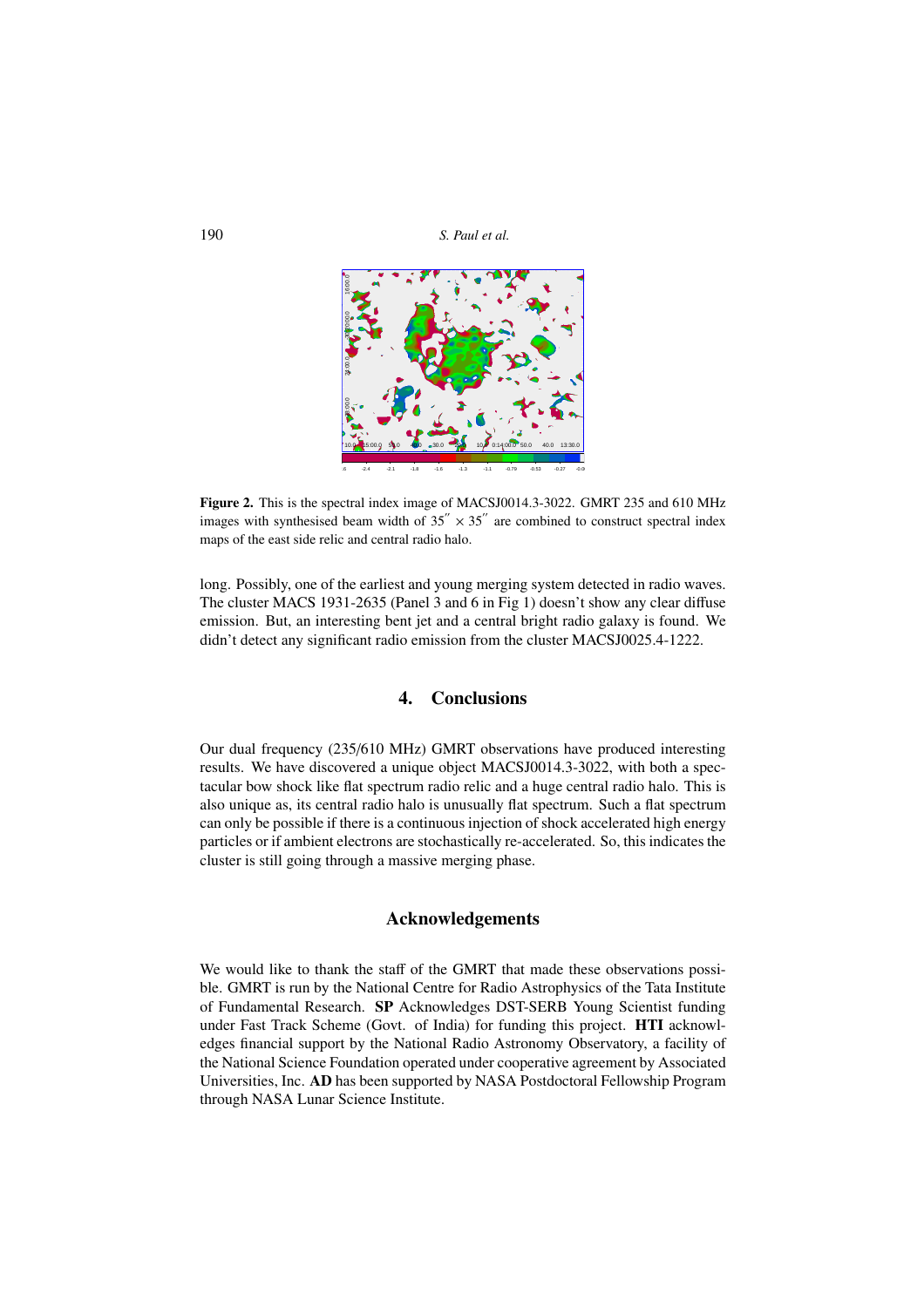**Figure 2.** This is the spectral index image of MACSJ0014.3-3022. GMRT 235 and 610 MHz images with synthesised beam width of $35'' \times 35''$ are combined to construct spectral index maps of the east side relic and central radio halo.

long. Possibly, one of the earliest and young merging system detected in radio waves. The cluster MACS 1931-2635 (Panel 3 and 6 in Fig 1) doesn't show any clear diffuse emission. But, an interesting bent jet and a central bright radio galaxy is found. We didn't detect any significant radio emission from the cluster MACSJ0025.4-1222.

## 4. Conclusions

Our dual frequency (235/610 MHz) GMRT observations have produced interesting results. We have discovered a unique object MACSJ0014.3-3022, with both a spectacular bow shock like flat spectrum radio relic and a huge central radio halo. This is also unique as, its central radio halo is unusually flat spectrum. Such a flat spectrum can only be possible if there is a continuous injection of shock accelerated high energy particles or if ambient electrons are stochastically re-accelerated. So, this indicates the cluster is still going through a massive merging phase.

## Acknowledgements

We would like to thank the staff of the GMRT that made these observations possible. GMRT is run by the National Centre for Radio Astrophysics of the Tata Institute of Fundamental Research. **SP** Acknowledges DST-SERB Young Scientist funding under Fast Track Scheme (Govt. of India) for funding this project. **HTI** acknowledges financial support by the National Radio Astronomy Observatory, a facility of the National Science Foundation operated under cooperative agreement by Associated Universities, Inc. **AD** has been supported by NASA Postdoctoral Fellowship Program through NASA Lunar Science Institute.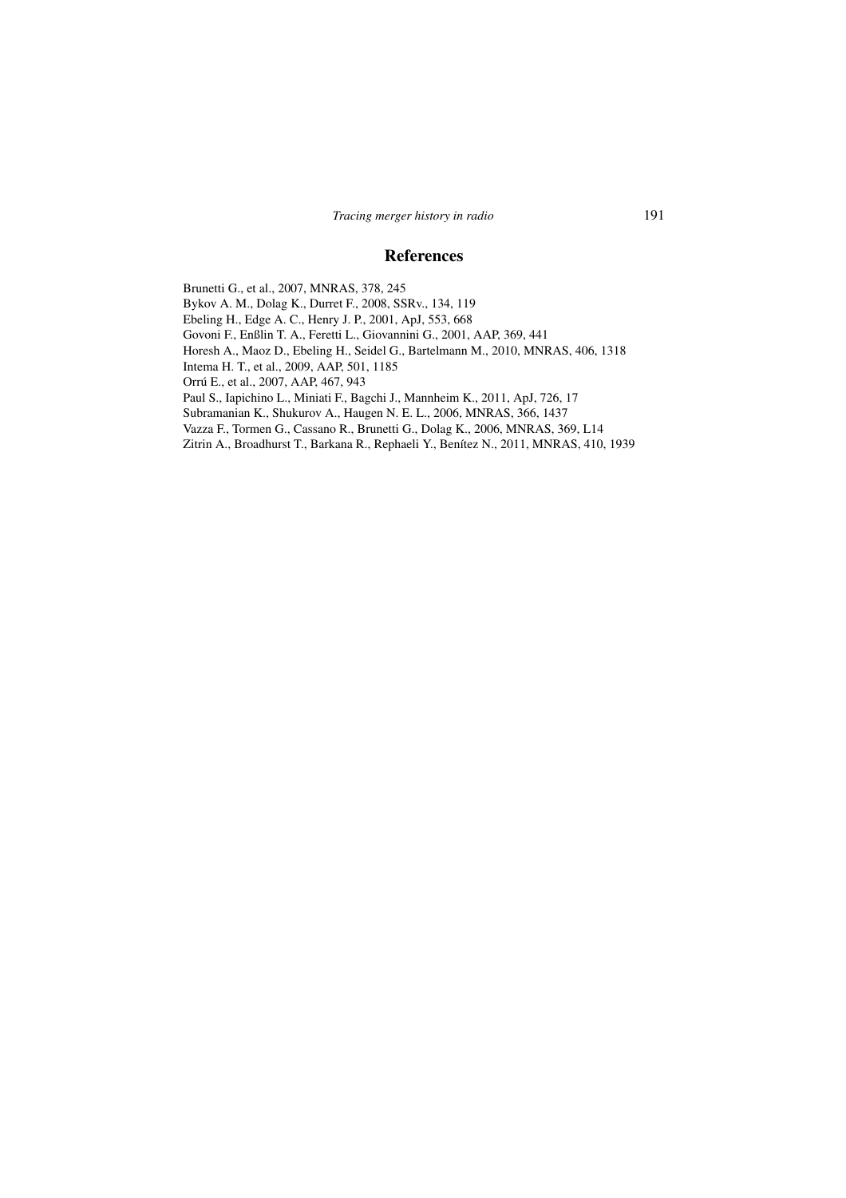## References

Brunetti G., et al., 2007, MNRAS, 378, 245

Bykov A. M., Dolag K., Durret F., 2008, SSRv., 134, 119

Ebeling H., Edge A. C., Henry J. P., 2001, ApJ, 553, 668

Govoni F., Enßlin T. A., Feretti L., Giovannini G., 2001, AAP, 369, 441

Horesh A., Maoz D., Ebeling H., Seidel G., Bartelmann M., 2010, MNRAS, 406, 1318

Intema H. T., et al., 2009, AAP, 501, 1185

Orrú E., et al., 2007, AAP, 467, 943

Paul S., Iapichino L., Miniati F., Bagchi J., Mannheim K., 2011, ApJ, 726, 17

Subramanian K., Shukurov A., Haugen N. E. L., 2006, MNRAS, 366, 1437

Vazza F., Tormen G., Cassano R., Brunetti G., Dolag K., 2006, MNRAS, 369, L14

Zitrin A., Broadhurst T., Barkana R., Rephaeli Y., Benítez N., 2011, MNRAS, 410, 1939